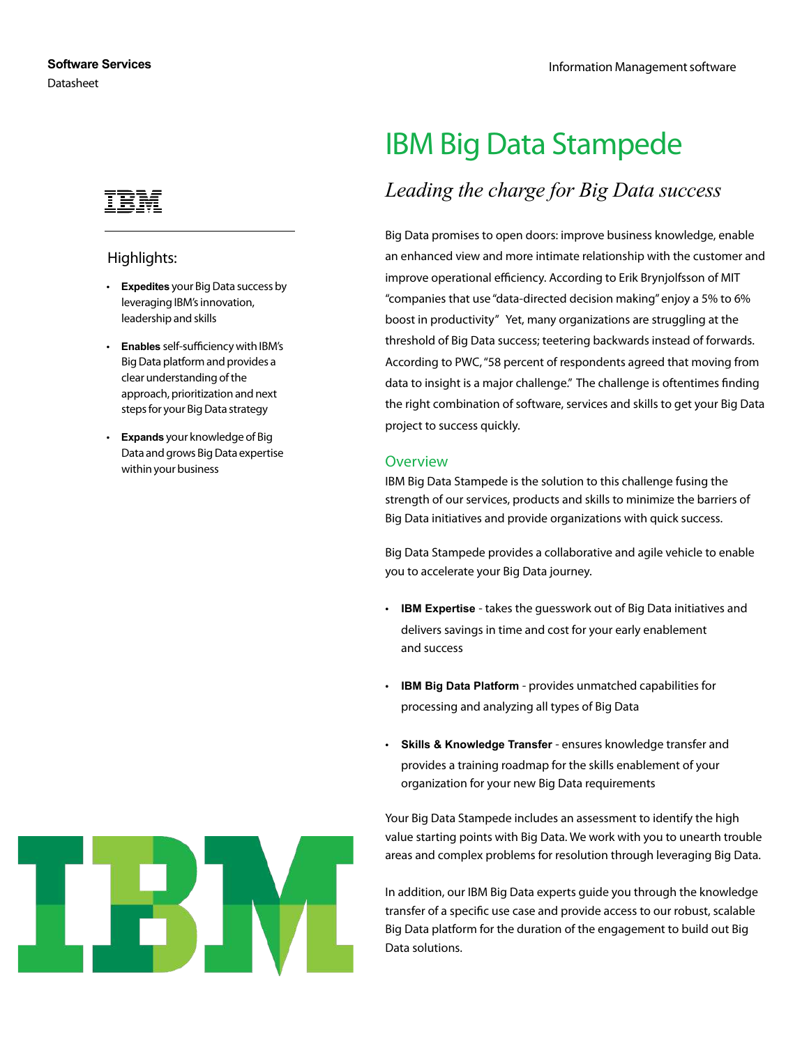Software Services
Datasheet

Information Management software

# IBM Big Data Stampede

*Leading the charge for Big Data success*

## Highlights:

- **Expedites** your Big Data success by leveraging IBM's innovation, leadership and skills
- **Enables** self-sufficiency with IBM's Big Data platform and provides a clear understanding of the approach, prioritization and next steps for your Big Data strategy
- **Expands** your knowledge of Big Data and grows Big Data expertise within your business

Big Data promises to open doors: improve business knowledge, enable an enhanced view and more intimate relationship with the customer and improve operational efficiency. According to Erik Brynjolfsson of MIT "companies that use "data-directed decision making" enjoy a 5% to 6% boost in productivity" Yet, many organizations are struggling at the threshold of Big Data success; teetering backwards instead of forwards. According to PWC, "58 percent of respondents agreed that moving from data to insight is a major challenge." The challenge is oftentimes finding the right combination of software, services and skills to get your Big Data project to success quickly.

## Overview

IBM Big Data Stampede is the solution to this challenge fusing the strength of our services, products and skills to minimize the barriers of Big Data initiatives and provide organizations with quick success.

Big Data Stampede provides a collaborative and agile vehicle to enable you to accelerate your Big Data journey.

- **IBM Expertise** - takes the guesswork out of Big Data initiatives and delivers savings in time and cost for your early enablement and success
- **IBM Big Data Platform** - provides unmatched capabilities for processing and analyzing all types of Big Data
- **Skills & Knowledge Transfer** - ensures knowledge transfer and provides a training roadmap for the skills enablement of your organization for your new Big Data requirements

Your Big Data Stampede includes an assessment to identify the high value starting points with Big Data. We work with you to unearth trouble areas and complex problems for resolution through leveraging Big Data.

In addition, our IBM Big Data experts guide you through the knowledge transfer of a specific use case and provide access to our robust, scalable Big Data platform for the duration of the engagement to build out Big Data solutions.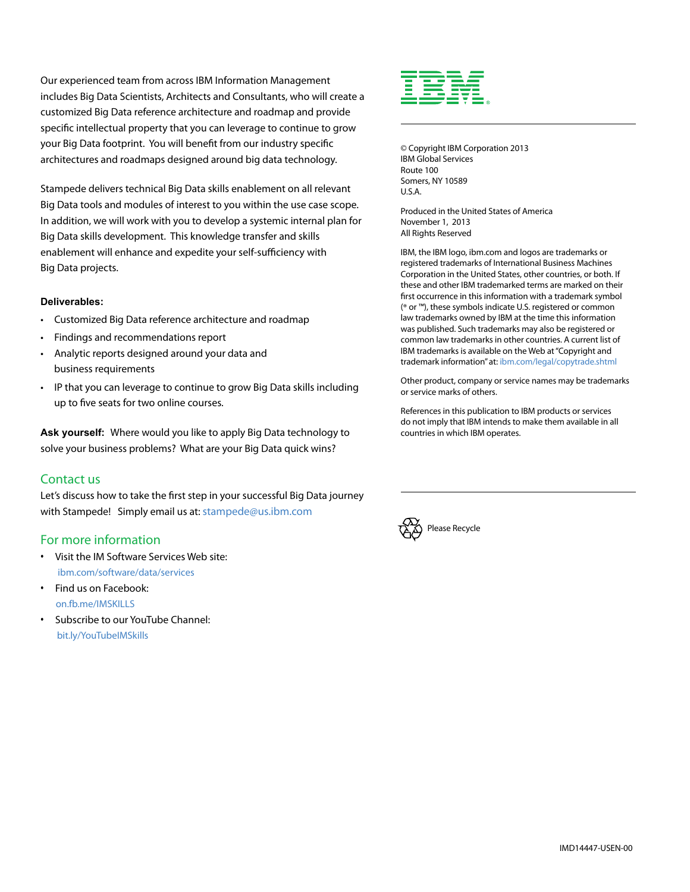Our experienced team from across IBM Information Management includes Big Data Scientists, Architects and Consultants, who will create a customized Big Data reference architecture and roadmap and provide specific intellectual property that you can leverage to continue to grow your Big Data footprint. You will benefit from our industry specific architectures and roadmaps designed around big data technology.

Stampede delivers technical Big Data skills enablement on all relevant Big Data tools and modules of interest to you within the use case scope. In addition, we will work with you to develop a systemic internal plan for Big Data skills development. This knowledge transfer and skills enablement will enhance and expedite your self-sufficiency with Big Data projects.

**Deliverables:**

- Customized Big Data reference architecture and roadmap
- Findings and recommendations report
- Analytic reports designed around your data and business requirements
- IP that you can leverage to continue to grow Big Data skills including up to five seats for two online courses.

**Ask yourself:** Where would you like to apply Big Data technology to solve your business problems? What are your Big Data quick wins?

## Contact us

Let's discuss how to take the first step in your successful Big Data journey with Stampede! Simply email us at: stampede@us.ibm.com

## For more information

- Visit the IM Software Services Web site: ibm.com/software/data/services
- Find us on Facebook: on.fb.me/IMSKILLS
- Subscribe to our YouTube Channel: bit.ly/YoutubeIMSkills

IBM

© Copyright IBM Corporation 2013
IBM Global Services
Route 100
Somers, NY 10589
U.S.A.

Produced in the United States of America
November 1, 2013
All Rights Reserved

IBM, the IBM logo, ibm.com and logos are trademarks or registered trademarks of International Business Machines Corporation in the United States, other countries, or both. If these and other IBM trademarked terms are marked on their first occurrence in this information with a trademark symbol (® or ™), these symbols indicate U.S. registered or common law trademarks owned by IBM at the time this information was published. Such trademarks may also be registered or common law trademarks in other countries. A current list of IBM trademarks is available on the Web at "Copyright and trademark information" at: ibm.com/legal/copytrade.shtml

Other product, company or service names may be trademarks or service marks of others.

References in this publication to IBM products or services do not imply that IBM intends to make them available in all countries in which IBM operates.

Please Recycle

IMD14447-USEN-00